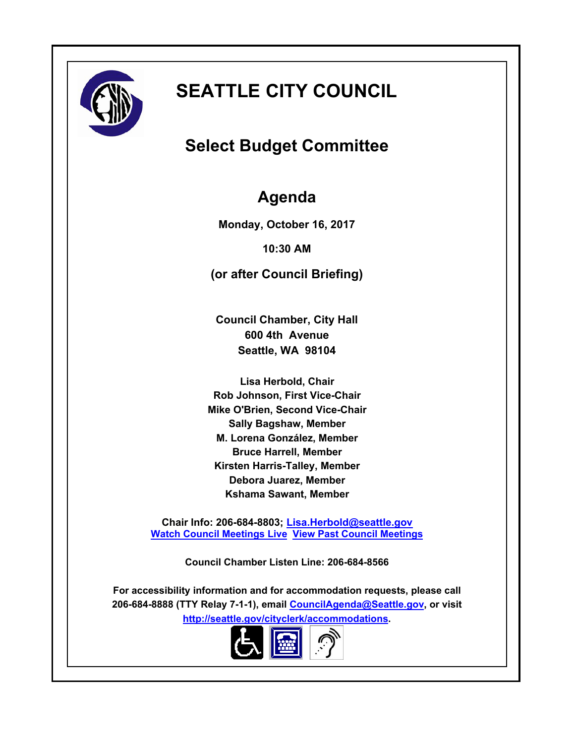# SEATTLE CITY COUNCIL

## Select Budget Committee

## Agenda

**Monday, October 16, 2017**

**10:30 AM**

**(or after Council Briefing)**

**Council Chamber, City Hall**
**600 4th Avenue**
**Seattle, WA 98104**

**Lisa Herbold, Chair**
**Rob Johnson, First Vice-Chair**
**Mike O'Brien, Second Vice-Chair**
**Sally Bagshaw, Member**
**M. Lorena González, Member**
**Bruce Harrell, Member**
**Kirsten Harris-Talley, Member**
**Debora Juarez, Member**
**Kshama Sawant, Member**

**Chair Info: 206-684-8803; Lisa.Herbold@seattle.gov**
**Watch Council Meetings Live View Past Council Meetings**

**Council Chamber Listen Line: 206-684-8566**

**For accessibility information and for accommodation requests, please call 206-684-8888 (TTY Relay 7-1-1), email CouncilAgenda@Seattle.gov, or visit http://seattle.gov/cityclerk/accommodations.**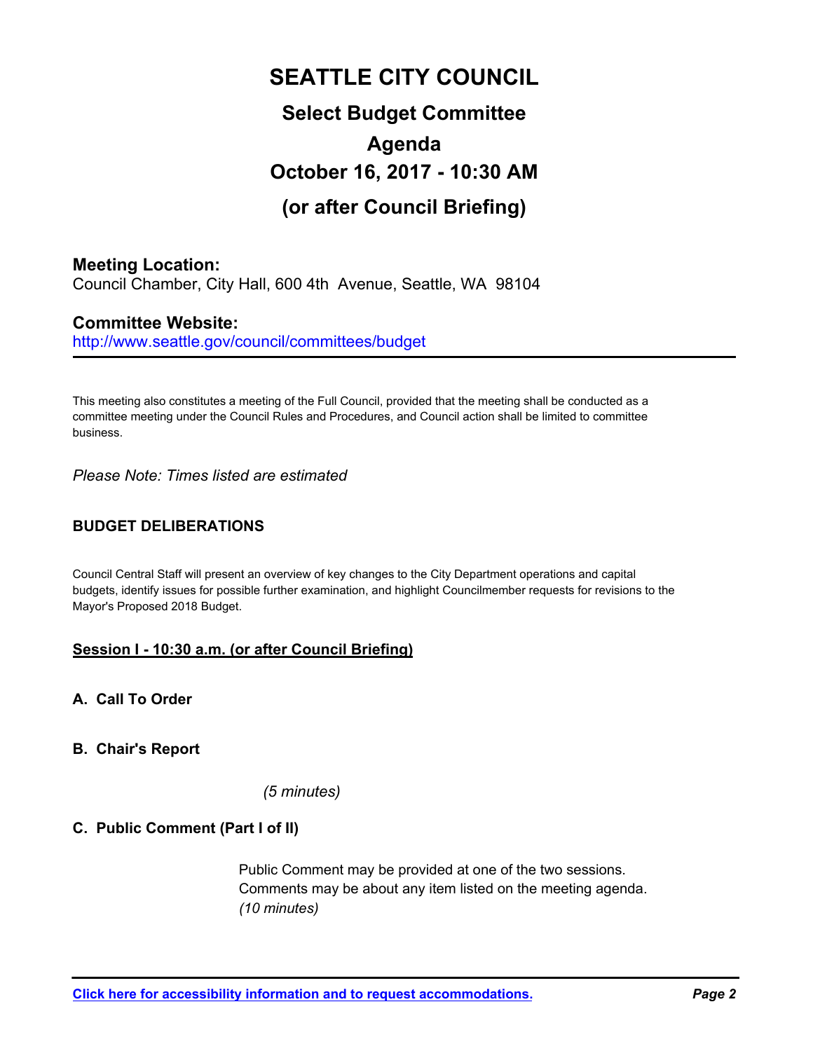# SEATTLE CITY COUNCIL

## Select Budget Committee

## Agenda

## October 16, 2017 - 10:30 AM

## (or after Council Briefing)

**Meeting Location:**
Council Chamber, City Hall, 600 4th Avenue, Seattle, WA 98104

**Committee Website:**
http://www.seattle.gov/council/committees/budget

This meeting also constitutes a meeting of the Full Council, provided that the meeting shall be conducted as a committee meeting under the Council Rules and Procedures, and Council action shall be limited to committee business.

*Please Note: Times listed are estimated*

**BUDGET DELIBERATIONS**

Council Central Staff will present an overview of key changes to the City Department operations and capital budgets, identify issues for possible further examination, and highlight Councilmember requests for revisions to the Mayor's Proposed 2018 Budget.

**Session I - 10:30 a.m. (or after Council Briefing)**

**A. Call To Order**

**B. Chair's Report**

*(5 minutes)*

**C. Public Comment (Part I of II)**

Public Comment may be provided at one of the two sessions. Comments may be about any item listed on the meeting agenda.
*(10 minutes)*

Click here for accessibility information and to request accommodations.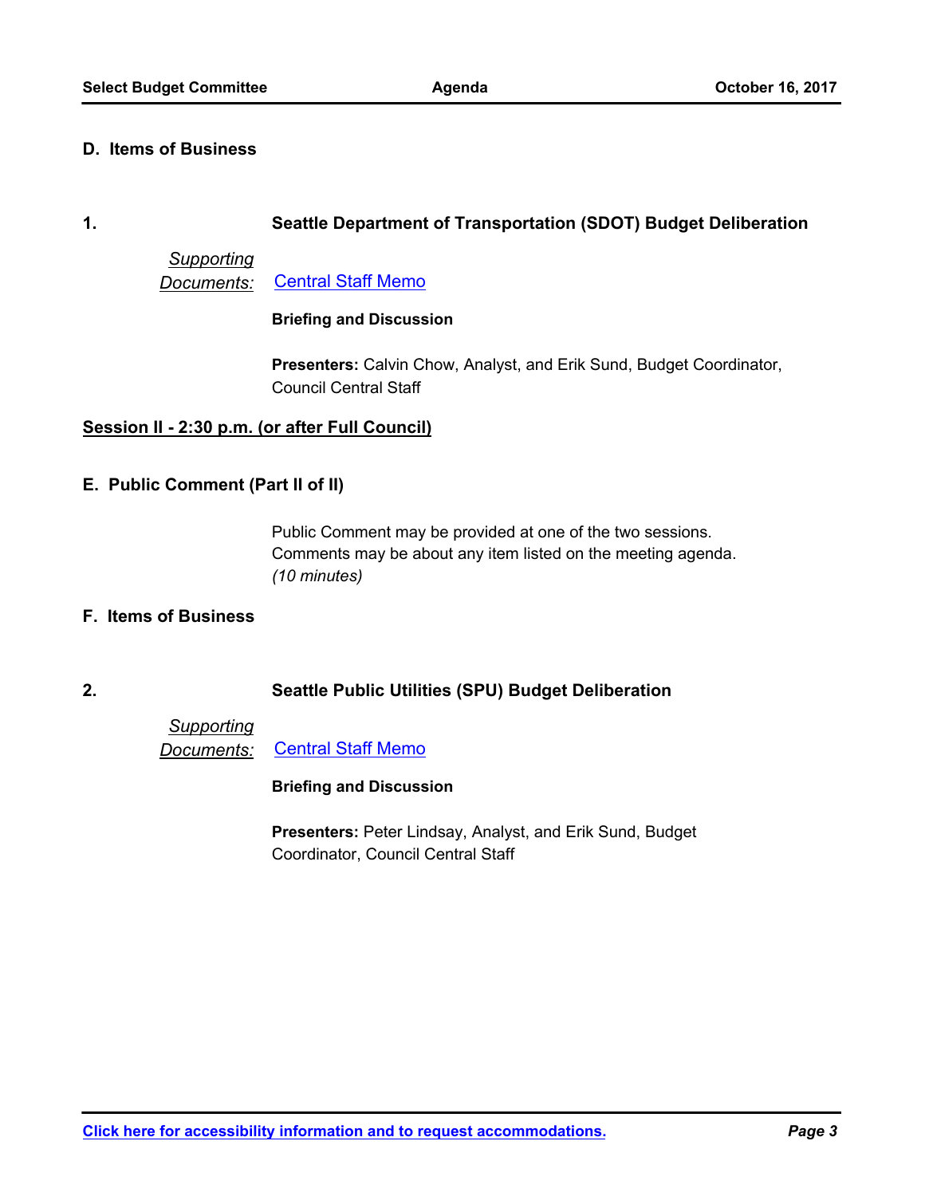## D. Items of Business

**1. Seattle Department of Transportation (SDOT) Budget Deliberation**

*Supporting Documents:* [Central Staff Memo]

**Briefing and Discussion**

**Presenters:** Calvin Chow, Analyst, and Erik Sund, Budget Coordinator, Council Central Staff

**Session II - 2:30 p.m. (or after Full Council)**

## E. Public Comment (Part II of II)

Public Comment may be provided at one of the two sessions. Comments may be about any item listed on the meeting agenda. *(10 minutes)*

## F. Items of Business

**2. Seattle Public Utilities (SPU) Budget Deliberation**

*Supporting Documents:* [Central Staff Memo]

**Briefing and Discussion**

**Presenters:** Peter Lindsay, Analyst, and Erik Sund, Budget Coordinator, Council Central Staff

**Click here for accessibility information and to request accommodations.**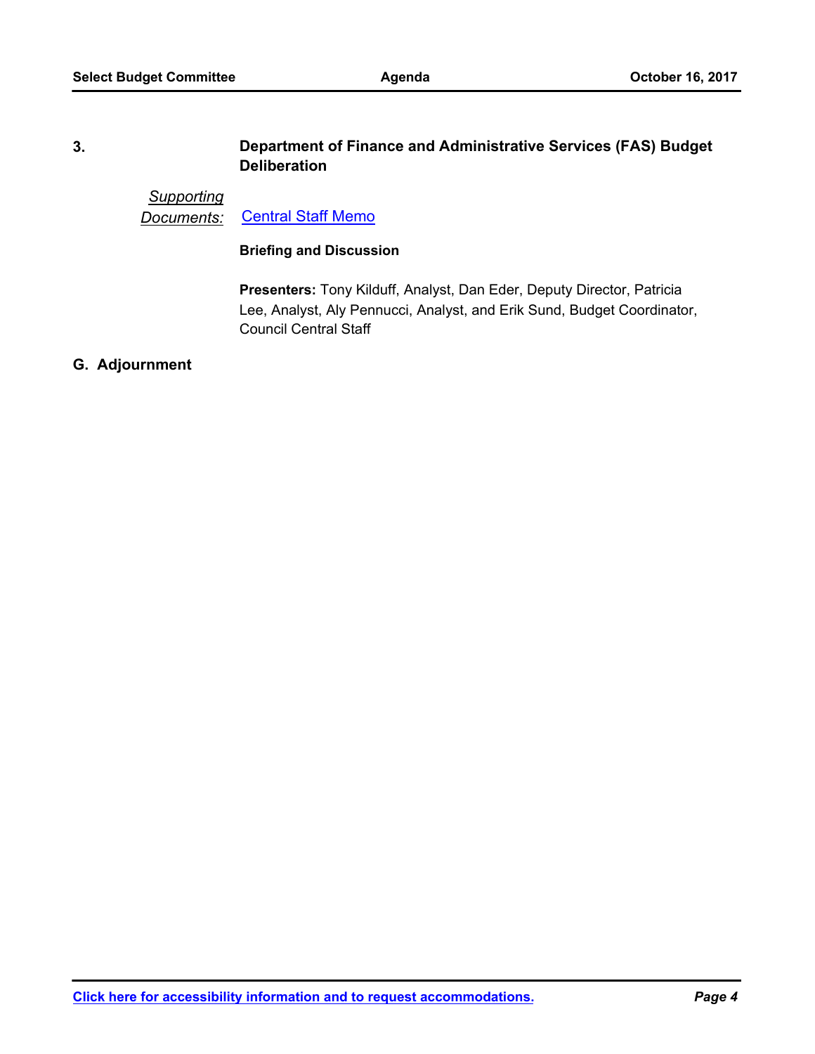**3. Department of Finance and Administrative Services (FAS) Budget Deliberation**

*Supporting Documents:* Central Staff Memo

**Briefing and Discussion**

**Presenters:** Tony Kilduff, Analyst, Dan Eder, Deputy Director, Patricia Lee, Analyst, Aly Pennucci, Analyst, and Erik Sund, Budget Coordinator, Council Central Staff

## G. Adjournment